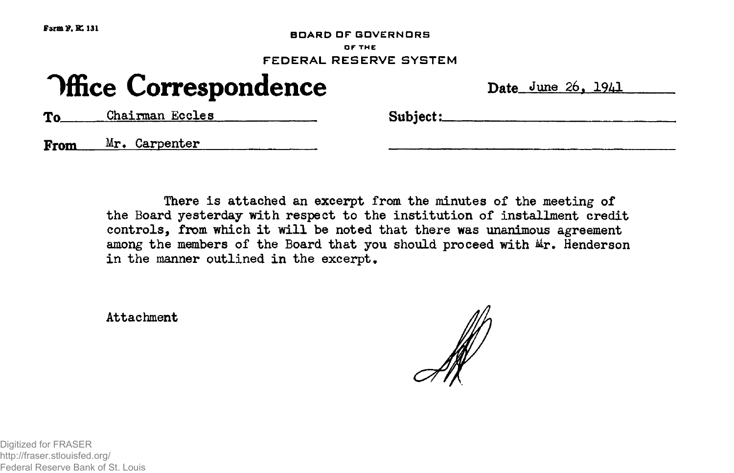Form F. R. 131

BOARD OF GOVERNORS
OF THE
FEDERAL RESERVE SYSTEM

# Office Correspondence

Date June 26, 1941

To Chairman Eccles

Subject:

From Mr. Carpenter

There is attached an excerpt from the minutes of the meeting of the Board yesterday with respect to the institution of installment credit controls, from which it will be noted that there was unanimous agreement among the members of the Board that you should proceed with Mr. Henderson in the manner outlined in the excerpt.

Attachment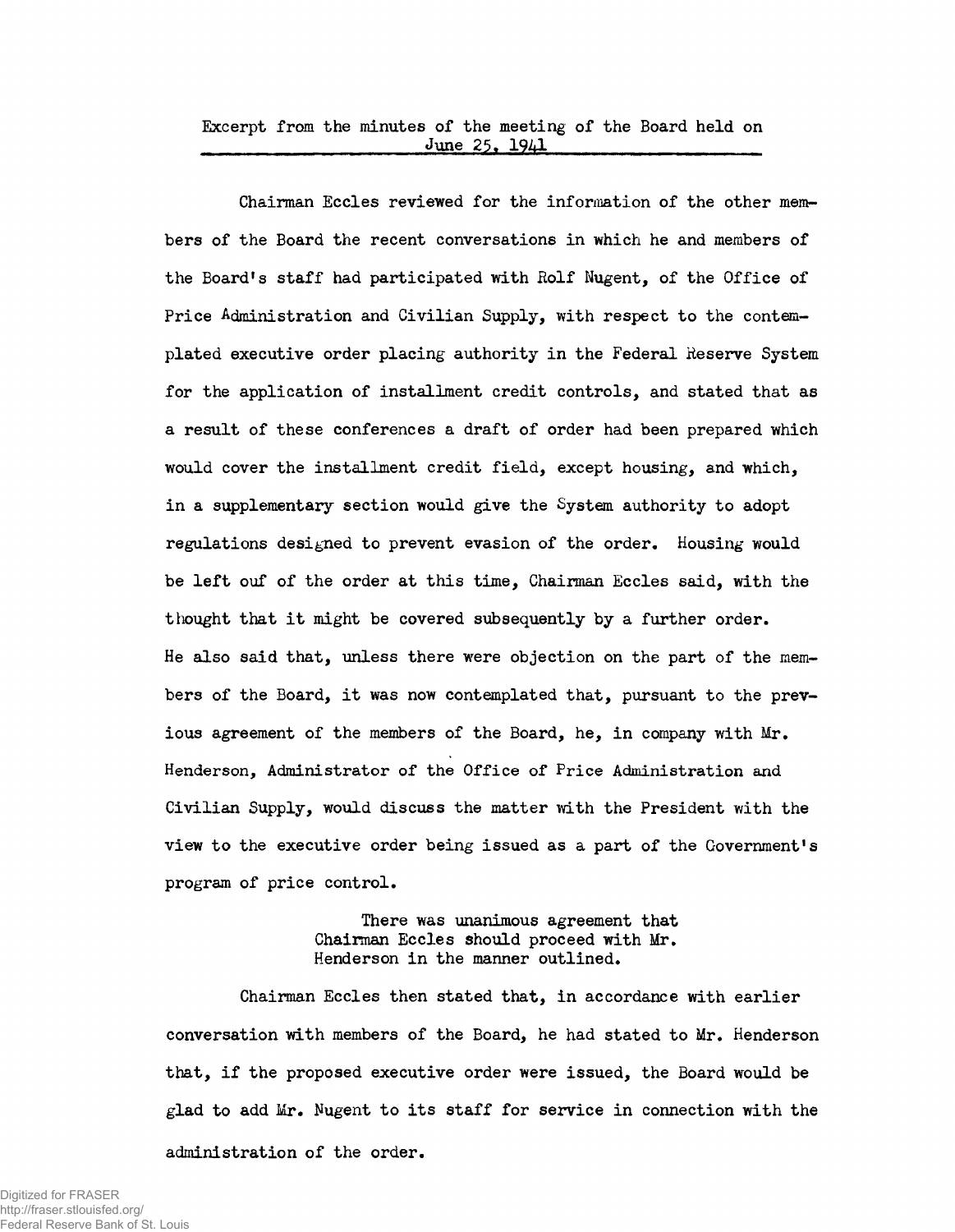Excerpt from the minutes of the meeting of the Board held on June 25, 1941

Chairman Eccles reviewed for the information of the other members of the Board the recent conversations in which he and members of the Board's staff had participated with Rolf Nugent, of the Office of Price Administration and Civilian Supply, with respect to the contemplated executive order placing authority in the Federal Reserve System for the application of installment credit controls, and stated that as a result of these conferences a draft of order had been prepared which would cover the installment credit field, except housing, and which, in a supplementary section would give the System authority to adopt regulations designed to prevent evasion of the order. Housing would be left ouf of the order at this time, Chairman Eccles said, with the thought that it might be covered subsequently by a further order. He also said that, unless there were objection on the part of the members of the Board, it was now contemplated that, pursuant to the previous agreement of the members of the Board, he, in company with Mr. Henderson, Administrator of the Office of Price Administration and Civilian Supply, would discuss the matter with the President with the view to the executive order being issued as a part of the Government's program of price control.

> There was unanimous agreement that Chairman Eccles should proceed with Mr. Henderson in the manner outlined.

Chairman Eccles then stated that, in accordance with earlier conversation with members of the Board, he had stated to Mr. Henderson that, if the proposed executive order were issued, the Board would be glad to add Mr. Nugent to its staff for service in connection with the administration of the order.